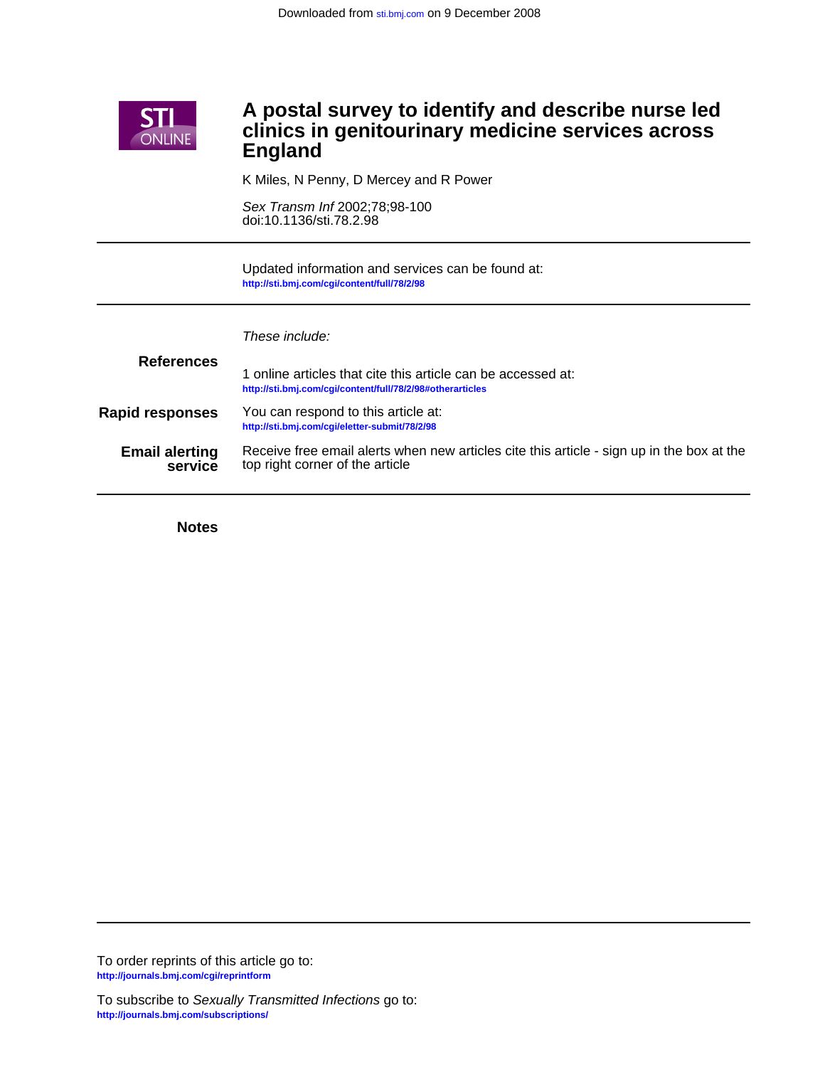Downloaded from sti.bmj.com on 9 December 2008

# A postal survey to identify and describe nurse led clinics in genitourinary medicine services across England

K Miles, N Penny, D Mercey and R Power

*Sex Transm Inf* 2002;78;98-100
doi:10.1136/sti.78.2.98

Updated information and services can be found at:
http://sti.bmj.com/cgi/content/full/78/2/98

*These include:*

**References**

1 online articles that cite this article can be accessed at:
http://sti.bmj.com/cgi/content/full/78/2/98#otherarticles

**Rapid responses**

You can respond to this article at:
http://sti.bmj.com/cgi/eletter-submit/78/2/98

**Email alerting service**

Receive free email alerts when new articles cite this article - sign up in the box at the top right corner of the article

**Notes**

To order reprints of this article go to:
http://journals.bmj.com/cgi/reprintform

To subscribe to *Sexually Transmitted Infections* go to:
http://journals.bmj.com/subscriptions/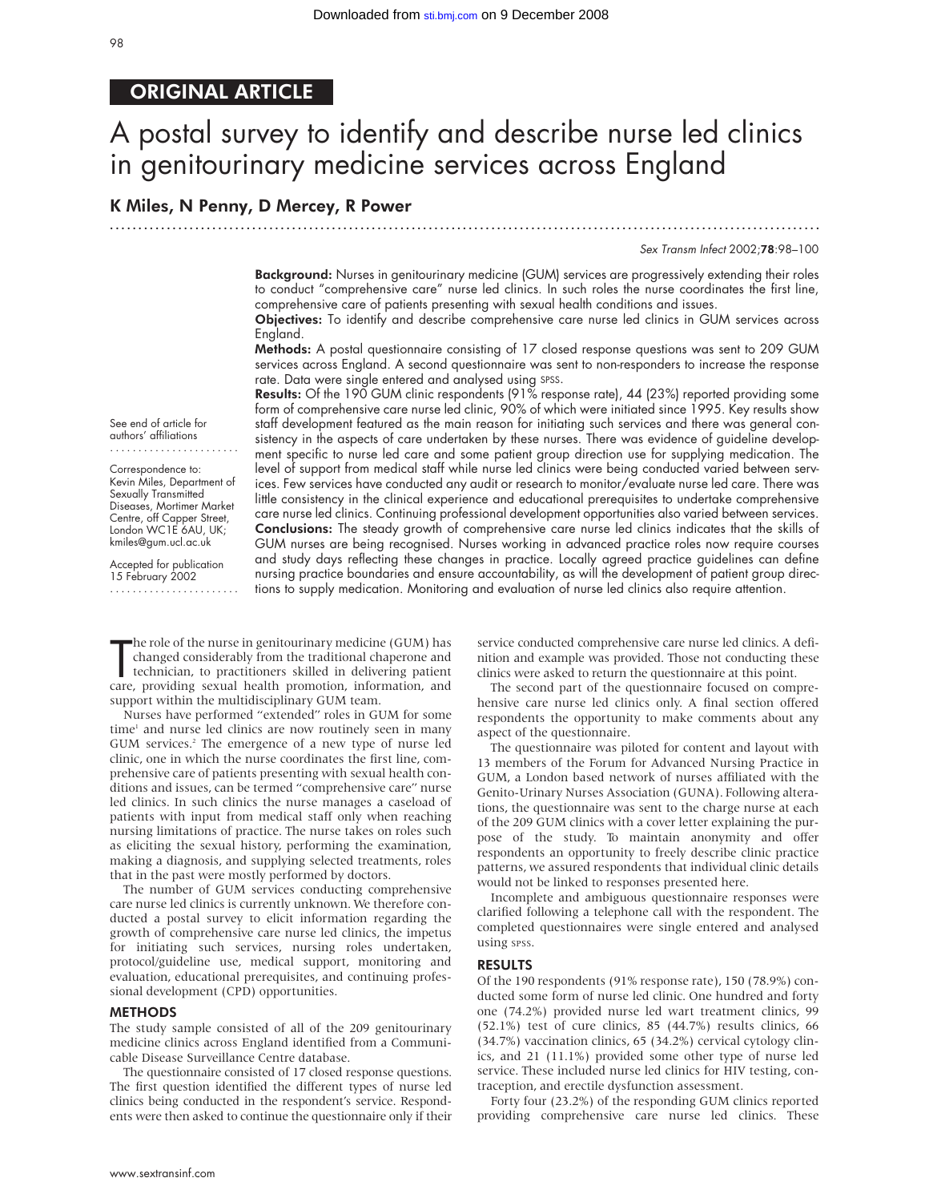# A postal survey to identify and describe nurse led clinics in genitourinary medicine services across England

## K Miles, N Penny, D Mercey, R Power

*Sex Transm Infect* 2002;**78**:98–100

**Background:** Nurses in genitourinary medicine (GUM) services are progressively extending their roles to conduct "comprehensive care" nurse led clinics. In such roles the nurse coordinates the first line, comprehensive care of patients presenting with sexual health conditions and issues.

**Objectives:** To identify and describe comprehensive care nurse led clinics in GUM services across England.

**Methods:** A postal questionnaire consisting of 17 closed response questions was sent to 209 GUM services across England. A second questionnaire was sent to non-responders to increase the response rate. Data were single entered and analysed using SPSS.

**Results:** Of the 190 GUM clinic respondents (91% response rate), 44 (23%) reported providing some form of comprehensive care nurse led clinic, 90% of which were initiated since 1995. Key results show staff development featured as the main reason for initiating such services and there was general consistency in the aspects of care undertaken by these nurses. There was evidence of guideline development specific to nurse led care and some patient group direction use for supplying medication. The level of support from medical staff while nurse led clinics were being conducted varied between services. Few services have conducted any audit or research to monitor/evaluate nurse led care. There was little consistency in the clinical experience and educational prerequisites to undertake comprehensive care nurse led clinics. Continuing professional development opportunities also varied between services.

**Conclusions:** The steady growth of comprehensive care nurse led clinics indicates that the skills of GUM nurses are being recognised. Nurses working in advanced practice roles now require courses and study days reflecting these changes in practice. Locally agreed practice guidelines can define nursing practice boundaries and ensure accountability, as will the development of patient group directions to supply medication. Monitoring and evaluation of nurse led clinics also require attention.

See end of article for authors' affiliations

Correspondence to: Kevin Miles, Department of Sexually Transmitted Diseases, Mortimer Market Centre, off Capper Street, London WC1E 6AU, UK; kmiles@gum.ucl.ac.uk

Accepted for publication 15 February 2002

The role of the nurse in genitourinary medicine (GUM) has changed considerably from the traditional chaperone and technician, to practitioners skilled in delivering patient care, providing sexual health promotion, information, and support within the multidisciplinary GUM team.

Nurses have performed "extended" roles in GUM for some time[1] and nurse led clinics are now routinely seen in many GUM services.[2] The emergence of a new type of nurse led clinic, one in which the nurse coordinates the first line, comprehensive care of patients presenting with sexual health conditions and issues, can be termed "comprehensive care" nurse led clinics. In such clinics the nurse manages a caseload of patients with input from medical staff only when reaching nursing limitations of practice. The nurse takes on roles such as eliciting the sexual history, performing the examination, making a diagnosis, and supplying selected treatments, roles that in the past were mostly performed by doctors.

The number of GUM services conducting comprehensive care nurse led clinics is currently unknown. We therefore conducted a postal survey to elicit information regarding the growth of comprehensive care nurse led clinics, the impetus for initiating such services, nursing roles undertaken, protocol/guideline use, medical support, monitoring and evaluation, educational prerequisites, and continuing professional development (CPD) opportunities.

## METHODS

The study sample consisted of all of the 209 genitourinary medicine clinics across England identified from a Communicable Disease Surveillance Centre database.

The questionnaire consisted of 17 closed response questions. The first question identified the different types of nurse led clinics being conducted in the respondent's service. Respondents were then asked to continue the questionnaire only if their service conducted comprehensive care nurse led clinics. A definition and example was provided. Those not conducting these clinics were asked to return the questionnaire at this point.

The second part of the questionnaire focused on comprehensive care nurse led clinics only. A final section offered respondents the opportunity to make comments about any aspect of the questionnaire.

The questionnaire was piloted for content and layout with 13 members of the Forum for Advanced Nursing Practice in GUM, a London based network of nurses affiliated with the Genito-Urinary Nurses Association (GUNA). Following alterations, the questionnaire was sent to the charge nurse at each of the 209 GUM clinics with a cover letter explaining the purpose of the study. To maintain anonymity and offer respondents an opportunity to freely describe clinic practice patterns, we assured respondents that individual clinic details would not be linked to responses presented here.

Incomplete and ambiguous questionnaire responses were clarified following a telephone call with the respondent. The completed questionnaires were single entered and analysed using SPSS.

## RESULTS

Of the 190 respondents (91% response rate), 150 (78.9%) conducted some form of nurse led clinic. One hundred and forty one (74.2%) provided nurse led wart treatment clinics, 99 (52.1%) test of cure clinics, 85 (44.7%) results clinics, 66 (34.7%) vaccination clinics, 65 (34.2%) cervical cytology clinics, and 21 (11.1%) provided some other type of nurse led service. These included nurse led clinics for HIV testing, contraception, and erectile dysfunction assessment.

Forty four (23.2%) of the responding GUM clinics reported providing comprehensive care nurse led clinics. These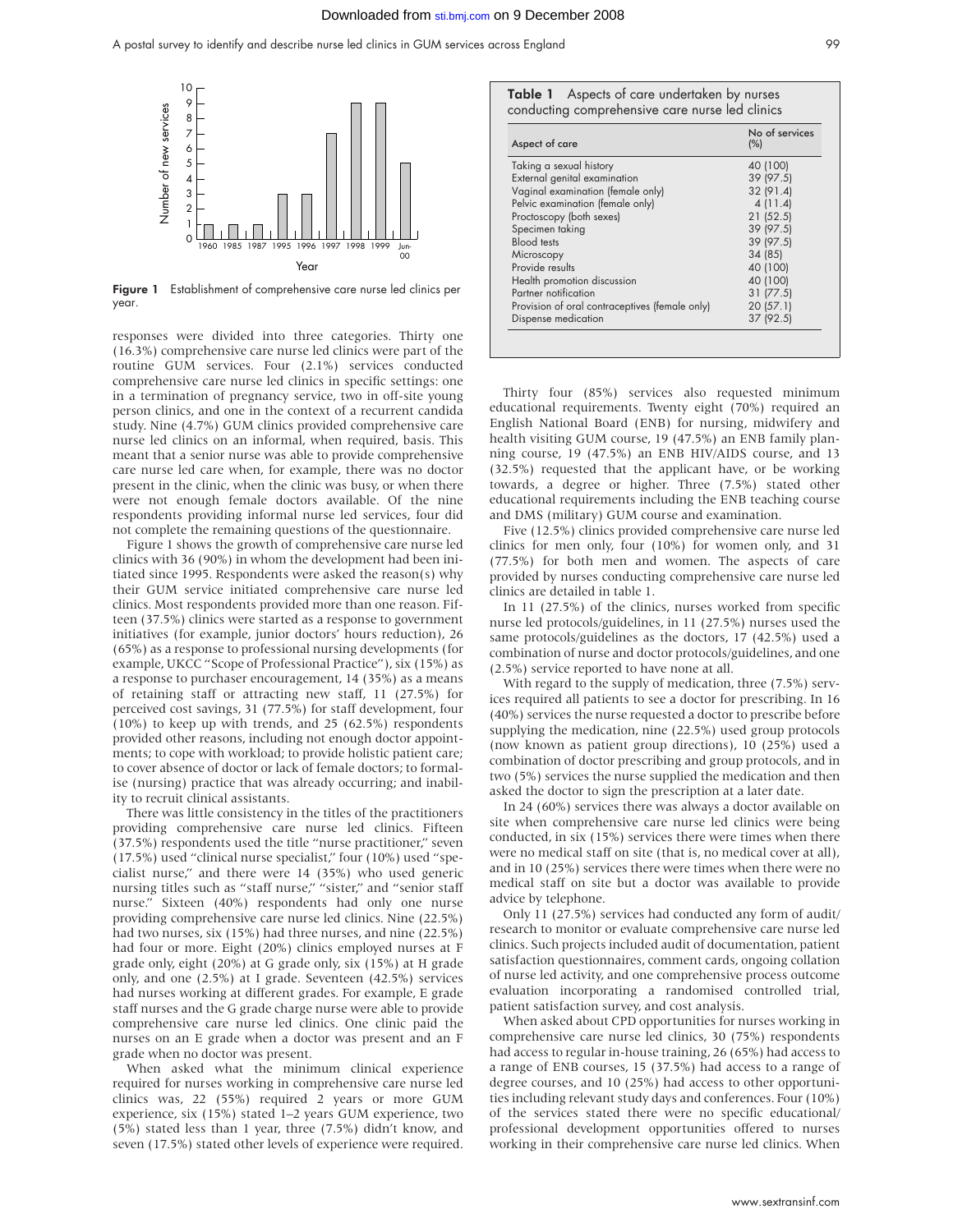Figure 1 Establishment of comprehensive care nurse led clinics per year.

responses were divided into three categories. Thirty one (16.3%) comprehensive care nurse led clinics were part of the routine GUM services. Four (2.1%) services conducted comprehensive care nurse led clinics in specific settings: one in a termination of pregnancy service, two in off-site young person clinics, and one in the context of a recurrent candida study. Nine (4.7%) GUM clinics provided comprehensive care nurse led clinics on an informal, when required, basis. This meant that a senior nurse was able to provide comprehensive care nurse led care when, for example, there was no doctor present in the clinic, when the clinic was busy, or when there were not enough female doctors available. Of the nine respondents providing informal nurse led services, four did not complete the remaining questions of the questionnaire.

Figure 1 shows the growth of comprehensive care nurse led clinics with 36 (90%) in whom the development had been initiated since 1995. Respondents were asked the reason(s) why their GUM service initiated comprehensive care nurse led clinics. Most respondents provided more than one reason. Fifteen (37.5%) clinics were started as a response to government initiatives (for example, junior doctors' hours reduction), 26 (65%) as a response to professional nursing developments (for example, UKCC "Scope of Professional Practice"), six (15%) as a response to purchaser encouragement, 14 (35%) as a means of retaining staff or attracting new staff, 11 (27.5%) for perceived cost savings, 31 (77.5%) for staff development, four (10%) to keep up with trends, and 25 (62.5%) respondents provided other reasons, including not enough doctor appointments; to cope with workload; to provide holistic patient care; to cover absence of doctor or lack of female doctors; to formalise (nursing) practice that was already occurring; and inability to recruit clinical assistants.

There was little consistency in the titles of the practitioners providing comprehensive care nurse led clinics. Fifteen (37.5%) respondents used the title "nurse practitioner," seven (17.5%) used "clinical nurse specialist," four (10%) used "specialist nurse," and there were 14 (35%) who used generic nursing titles such as "staff nurse," "sister," and "senior staff nurse." Sixteen (40%) respondents had only one nurse providing comprehensive care nurse led clinics. Nine (22.5%) had two nurses, six (15%) had three nurses, and nine (22.5%) had four or more. Eight (20%) clinics employed nurses at F grade only, eight (20%) at G grade only, six (15%) at H grade only, and one (2.5%) at I grade. Seventeen (42.5%) services had nurses working at different grades. For example, E grade staff nurses and the G grade charge nurse were able to provide comprehensive care nurse led clinics. One clinic paid the nurses on an E grade when a doctor was present and an F grade when no doctor was present.

When asked what the minimum clinical experience required for nurses working in comprehensive care nurse led clinics was, 22 (55%) required 2 years or more GUM experience, six (15%) stated 1–2 years GUM experience, two (5%) stated less than 1 year, three (7.5%) didn't know, and seven (17.5%) stated other levels of experience were required.

**Table 1** Aspects of care undertaken by nurses conducting comprehensive care nurse led clinics

| Aspect of care | No of services (%) |
|---|---|
| Taking a sexual history | 40 (100) |
| External genital examination | 39 (97.5) |
| Vaginal examination (female only) | 32 (91.4) |
| Pelvic examination (female only) | 4 (11.4) |
| Proctoscopy (both sexes) | 21 (52.5) |
| Specimen taking | 39 (97.5) |
| Blood tests | 39 (97.5) |
| Microscopy | 34 (85) |
| Provide results | 40 (100) |
| Health promotion discussion | 40 (100) |
| Partner notification | 31 (77.5) |
| Provision of oral contraceptives (female only) | 20 (57.1) |
| Dispense medication | 37 (92.5) |

Thirty four (85%) services also requested minimum educational requirements. Twenty eight (70%) required an English National Board (ENB) for nursing, midwifery and health visiting GUM course, 19 (47.5%) an ENB family planning course, 19 (47.5%) an ENB HIV/AIDS course, and 13 (32.5%) requested that the applicant have, or be working towards, a degree or higher. Three (7.5%) stated other educational requirements including the ENB teaching course and DMS (military) GUM course and examination.

Five (12.5%) clinics provided comprehensive care nurse led clinics for men only, four (10%) for women only, and 31 (77.5%) for both men and women. The aspects of care provided by nurses conducting comprehensive care nurse led clinics are detailed in table 1.

In 11 (27.5%) of the clinics, nurses worked from specific nurse led protocols/guidelines, in 11 (27.5%) nurses used the same protocols/guidelines as the doctors, 17 (42.5%) used a combination of nurse and doctor protocols/guidelines, and one (2.5%) service reported to have none at all.

With regard to the supply of medication, three (7.5%) services required all patients to see a doctor for prescribing. In 16 (40%) services the nurse requested a doctor to prescribe before supplying the medication, nine (22.5%) used group protocols (now known as patient group directions), 10 (25%) used a combination of doctor prescribing and group protocols, and in two (5%) services the nurse supplied the medication and then asked the doctor to sign the prescription at a later date.

In 24 (60%) services there was always a doctor available on site when comprehensive care nurse led clinics were being conducted, in six (15%) services there were times when there were no medical staff on site (that is, no medical cover at all), and in 10 (25%) services there were times when there were no medical staff on site but a doctor was available to provide advice by telephone.

Only 11 (27.5%) services had conducted any form of audit/research to monitor or evaluate comprehensive care nurse led clinics. Such projects included audit of documentation, patient satisfaction questionnaires, comment cards, ongoing collation of nurse led activity, and one comprehensive process outcome evaluation incorporating a randomised controlled trial, patient satisfaction survey, and cost analysis.

When asked about CPD opportunities for nurses working in comprehensive care nurse led clinics, 30 (75%) respondents had access to regular in-house training, 26 (65%) had access to a range of ENB courses, 15 (37.5%) had access to a range of degree courses, and 10 (25%) had access to other opportunities including relevant study days and conferences. Four (10%) of the services stated there were no specific educational/professional development opportunities offered to nurses working in their comprehensive care nurse led clinics. When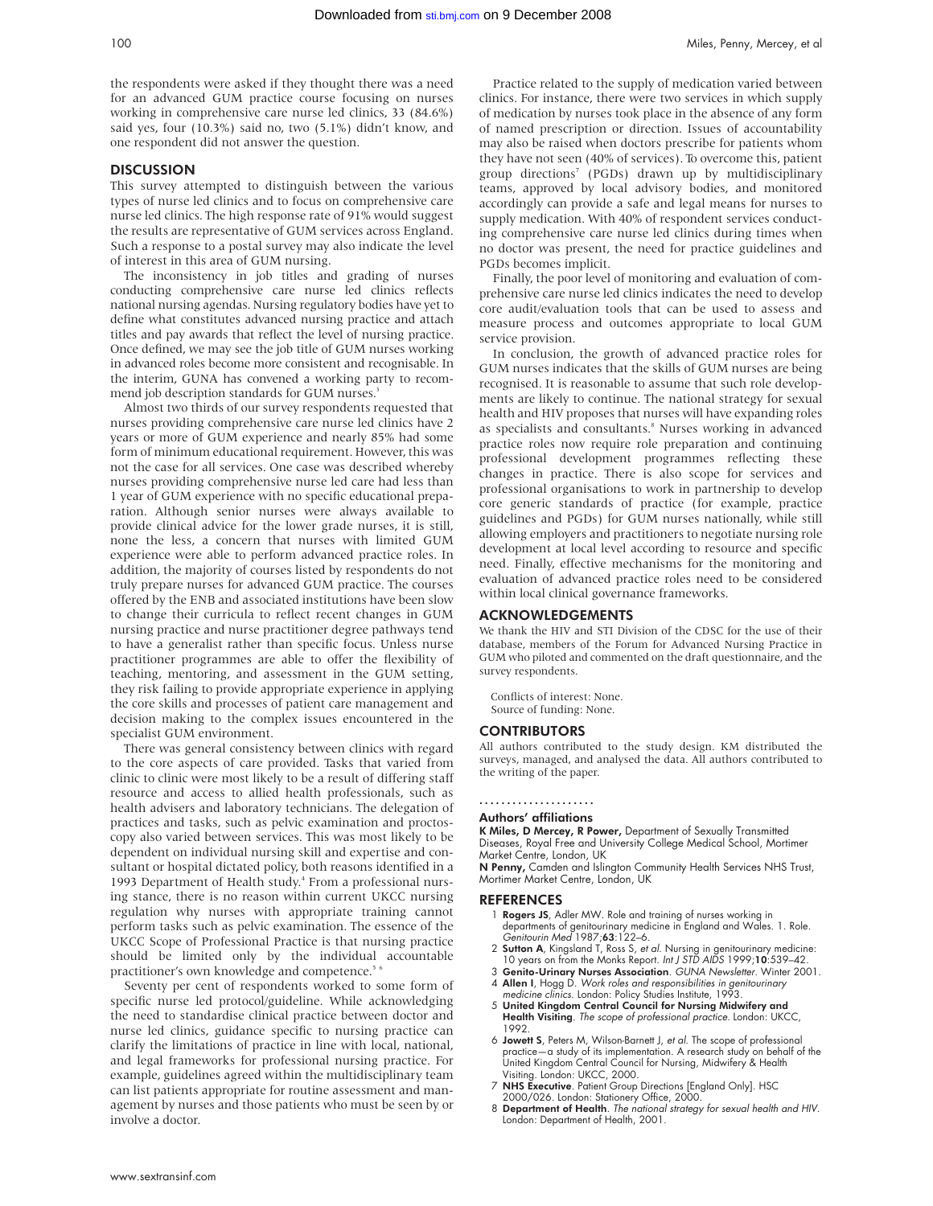the respondents were asked if they thought there was a need for an advanced GUM practice course focusing on nurses working in comprehensive care nurse led clinics, 33 (84.6%) said yes, four (10.3%) said no, two (5.1%) didn't know, and one respondent did not answer the question.

## DISCUSSION

This survey attempted to distinguish between the various types of nurse led clinics and to focus on comprehensive care nurse led clinics. The high response rate of 91% would suggest the results are representative of GUM services across England. Such a response to a postal survey may also indicate the level of interest in this area of GUM nursing.

The inconsistency in job titles and grading of nurses conducting comprehensive care nurse led clinics reflects national nursing agendas. Nursing regulatory bodies have yet to define what constitutes advanced nursing practice and attach titles and pay awards that reflect the level of nursing practice. Once defined, we may see the job title of GUM nurses working in advanced roles become more consistent and recognisable. In the interim, GUNA has convened a working party to recommend job description standards for GUM nurses.[3]

Almost two thirds of our survey respondents requested that nurses providing comprehensive care nurse led clinics have 2 years or more of GUM experience and nearly 85% had some form of minimum educational requirement. However, this was not the case for all services. One case was described whereby nurses providing comprehensive nurse led care had less than 1 year of GUM experience with no specific educational preparation. Although senior nurses were always available to provide clinical advice for the lower grade nurses, it is still, none the less, a concern that nurses with limited GUM experience were able to perform advanced practice roles. In addition, the majority of courses listed by respondents do not truly prepare nurses for advanced GUM practice. The courses offered by the ENB and associated institutions have been slow to change their curricula to reflect recent changes in GUM nursing practice and nurse practitioner degree pathways tend to have a generalist rather than specific focus. Unless nurse practitioner programmes are able to offer the flexibility of teaching, mentoring, and assessment in the GUM setting, they risk failing to provide appropriate experience in applying the core skills and processes of patient care management and decision making to the complex issues encountered in the specialist GUM environment.

There was general consistency between clinics with regard to the core aspects of care provided. Tasks that varied from clinic to clinic were most likely to be a result of differing staff resource and access to allied health professionals, such as health advisers and laboratory technicians. The delegation of practices and tasks, such as pelvic examination and proctoscopy also varied between services. This was most likely to be dependent on individual nursing skill and expertise and consultant or hospital dictated policy, both reasons identified in a 1993 Department of Health study.[4] From a professional nursing stance, there is no reason within current UKCC nursing regulation why nurses with appropriate training cannot perform tasks such as pelvic examination. The essence of the UKCC Scope of Professional Practice is that nursing practice should be limited only by the individual accountable practitioner's own knowledge and competence.[5,6]

Seventy per cent of respondents worked to some form of specific nurse led protocol/guideline. While acknowledging the need to standardise clinical practice between doctor and nurse led clinics, guidance specific to nursing practice can clarify the limitations of practice in line with local, national, and legal frameworks for professional nursing practice. For example, guidelines agreed within the multidisciplinary team can list patients appropriate for routine assessment and management by nurses and those patients who must be seen by or involve a doctor.

Practice related to the supply of medication varied between clinics. For instance, there were two services in which supply of medication by nurses took place in the absence of any form of named prescription or direction. Issues of accountability may also be raised when doctors prescribe for patients whom they have not seen (40% of services). To overcome this, patient group directions[7] (PGDs) drawn up by multidisciplinary teams, approved by local advisory bodies, and monitored accordingly can provide a safe and legal means for nurses to supply medication. With 40% of respondent services conducting comprehensive care nurse led clinics during times when no doctor was present, the need for practice guidelines and PGDs becomes implicit.

Finally, the poor level of monitoring and evaluation of comprehensive care nurse led clinics indicates the need to develop core audit/evaluation tools that can be used to assess and measure process and outcomes appropriate to local GUM service provision.

In conclusion, the growth of advanced practice roles for GUM nurses indicates that the skills of GUM nurses are being recognised. It is reasonable to assume that such role developments are likely to continue. The national strategy for sexual health and HIV proposes that nurses will have expanding roles as specialists and consultants.[8] Nurses working in advanced practice roles now require role preparation and continuing professional development programmes reflecting these changes in practice. There is also scope for services and professional organisations to work in partnership to develop core generic standards of practice (for example, practice guidelines and PGDs) for GUM nurses nationally, while still allowing employers and practitioners to negotiate nursing role development at local level according to resource and specific need. Finally, effective mechanisms for the monitoring and evaluation of advanced practice roles need to be considered within local clinical governance frameworks.

## ACKNOWLEDGEMENTS

We thank the HIV and STI Division of the CDSC for the use of their database, members of the Forum for Advanced Nursing Practice in GUM who piloted and commented on the draft questionnaire, and the survey respondents.

Conflicts of interest: None.
Source of funding: None.

## CONTRIBUTORS

All authors contributed to the study design. KM distributed the surveys, managed, and analysed the data. All authors contributed to the writing of the paper.

### Authors' affiliations

**K Miles, D Mercey, R Power,** Department of Sexually Transmitted Diseases, Royal Free and University College Medical School, Mortimer Market Centre, London, UK

**N Penny,** Camden and Islington Community Health Services NHS Trust, Mortimer Market Centre, London, UK

## REFERENCES

1. **Rogers JS**, Adler MW. Role and training of nurses working in departments of genitourinary medicine in England and Wales. 1. Role. *Genitourin Med* 1987;**63**:122–6.
2. **Sutton A**, Kingsland T, Ross S, *et al*. Nursing in genitourinary medicine: 10 years on from the Monks Report. *Int J STD AIDS* 1999;**10**:539–42.
3. **Genito-Urinary Nurses Association**. *GUNA Newsletter*. Winter 2001.
4. **Allen I**, Hogg D. *Work roles and responsibilities in genitourinary medicine clinics*. London: Policy Studies Institute, 1993.
5. **United Kingdom Central Council for Nursing Midwifery and Health Visiting**. *The scope of professional practice*. London: UKCC, 1992.
6. **Jowett S**, Peters M, Wilson-Barnett J, *et al*. The scope of professional practice—a study of its implementation. A research study on behalf of the United Kingdom Central Council for Nursing, Midwifery & Health Visiting. London: UKCC, 2000.
7. **NHS Executive**. Patient Group Directions [England Only]. HSC 2000/026. London: Stationery Office, 2000.
8. **Department of Health**. *The national strategy for sexual health and HIV*. London: Department of Health, 2001.